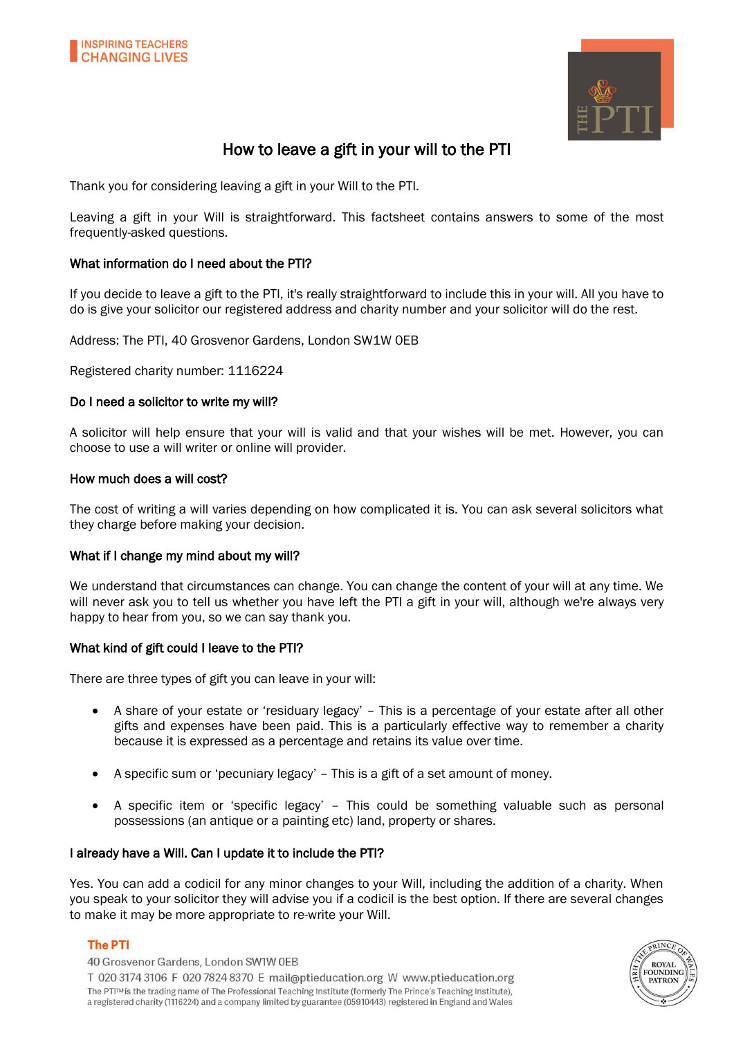INSPIRING TEACHERS
CHANGING LIVES

# How to leave a gift in your will to the PTI

Thank you for considering leaving a gift in your Will to the PTI.

Leaving a gift in your Will is straightforward. This factsheet contains answers to some of the most frequently-asked questions.

### What information do I need about the PTI?

If you decide to leave a gift to the PTI, it's really straightforward to include this in your will. All you have to do is give your solicitor our registered address and charity number and your solicitor will do the rest.

Address: The PTI, 40 Grosvenor Gardens, London SW1W 0EB

Registered charity number: 1116224

### Do I need a solicitor to write my will?

A solicitor will help ensure that your will is valid and that your wishes will be met. However, you can choose to use a will writer or online will provider.

### How much does a will cost?

The cost of writing a will varies depending on how complicated it is. You can ask several solicitors what they charge before making your decision.

### What if I change my mind about my will?

We understand that circumstances can change. You can change the content of your will at any time. We will never ask you to tell us whether you have left the PTI a gift in your will, although we're always very happy to hear from you, so we can say thank you.

### What kind of gift could I leave to the PTI?

There are three types of gift you can leave in your will:

- A share of your estate or 'residuary legacy' – This is a percentage of your estate after all other gifts and expenses have been paid. This is a particularly effective way to remember a charity because it is expressed as a percentage and retains its value over time.
- A specific sum or 'pecuniary legacy' – This is a gift of a set amount of money.
- A specific item or 'specific legacy' – This could be something valuable such as personal possessions (an antique or a painting etc) land, property or shares.

### I already have a Will. Can I update it to include the PTI?

Yes. You can add a codicil for any minor changes to your Will, including the addition of a charity. When you speak to your solicitor they will advise you if a codicil is the best option. If there are several changes to make it may be more appropriate to re-write your Will.

**The PTI**
40 Grosvenor Gardens, London SW1W 0EB
T 020 3174 3106 F 020 7824 8370 E mail@ptieducation.org W www.ptieducation.org
The PTI™ is the trading name of The Professional Teaching Institute (formerly The Prince's Teaching Institute), a registered charity (1116224) and a company limited by guarantee (05910443) registered in England and Wales

HRH THE PRINCE OF WALES ROYAL FOUNDING PATRON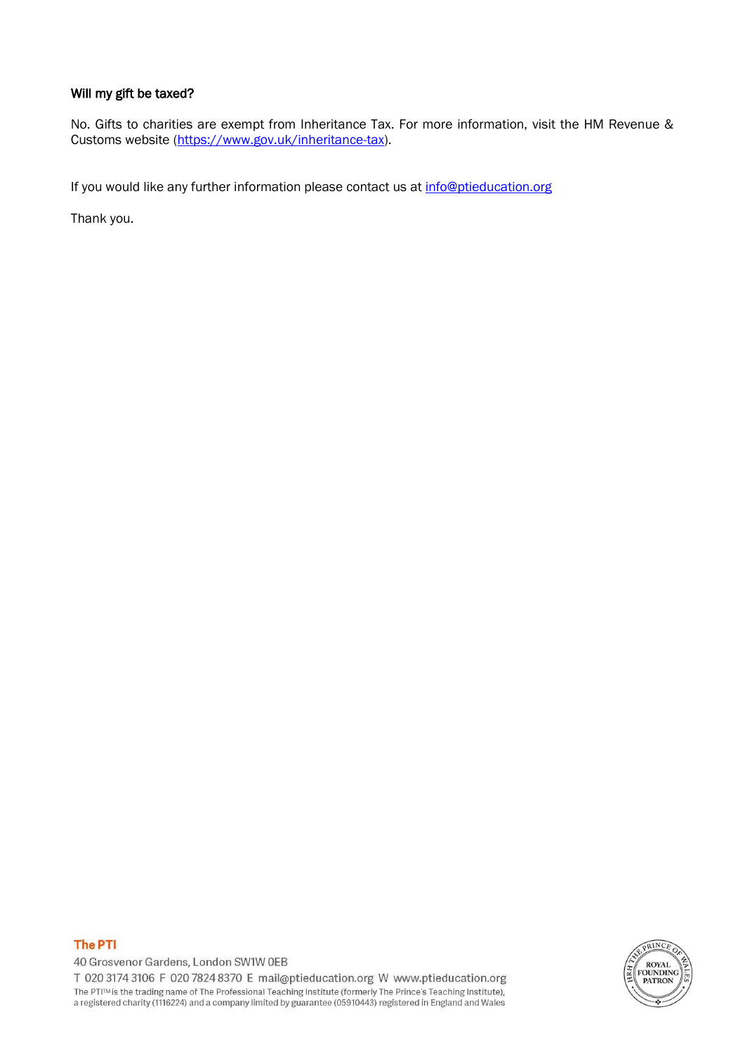**Will my gift be taxed?**

No. Gifts to charities are exempt from Inheritance Tax. For more information, visit the HM Revenue & Customs website (https://www.gov.uk/inheritance-tax).

If you would like any further information please contact us at info@ptieducation.org

Thank you.